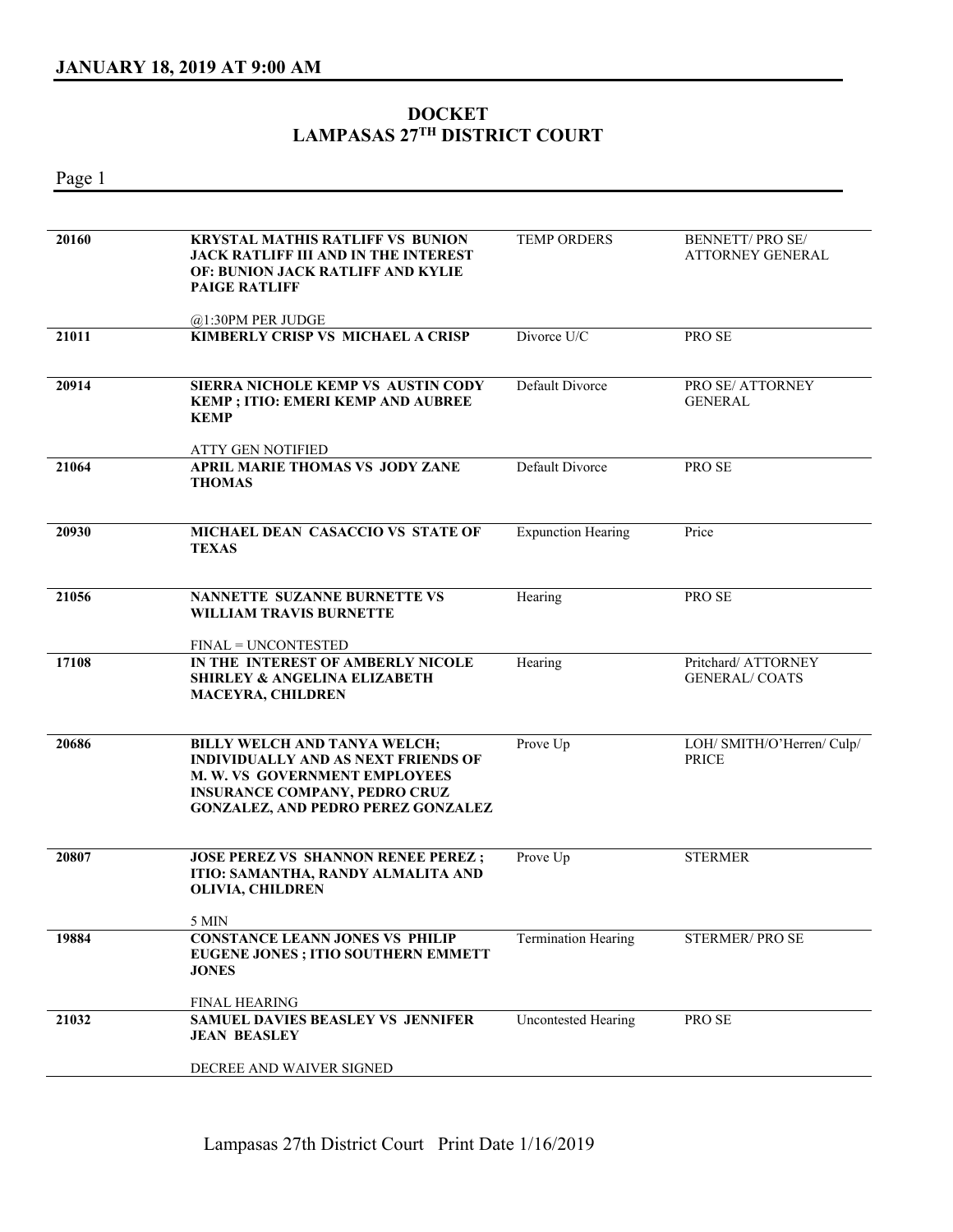## JANUARY 18, 2019 AT 9:00 AM

# DOCKET
# LAMPASAS 27TH DISTRICT COURT

| Cause No. | Case | Type | Attorneys |
|---|---|---|---|
| 20160 | **KRYSTAL MATHIS RATLIFF VS BUNION JACK RATLIFF III AND IN THE INTEREST OF: BUNION JACK RATLIFF AND KYLIE PAIGE RATLIFF**<br>@1:30PM PER JUDGE | TEMP ORDERS | BENNETT/ PRO SE/ ATTORNEY GENERAL |
| 21011 | **KIMBERLY CRISP VS MICHAEL A CRISP** | Divorce U/C | PRO SE |
| 20914 | **SIERRA NICHOLE KEMP VS AUSTIN CODY KEMP ; ITIO: EMERI KEMP AND AUBREE KEMP**<br>ATTY GEN NOTIFIED | Default Divorce | PRO SE/ ATTORNEY GENERAL |
| 21064 | **APRIL MARIE THOMAS VS JODY ZANE THOMAS** | Default Divorce | PRO SE |
| 20930 | **MICHAEL DEAN CASACCIO VS STATE OF TEXAS** | Expunction Hearing | Price |
| 21056 | **NANNETTE SUZANNE BURNETTE VS WILLIAM TRAVIS BURNETTE**<br>FINAL = UNCONTESTED | Hearing | PRO SE |
| 17108 | **IN THE INTEREST OF AMBERLY NICOLE SHIRLEY & ANGELINA ELIZABETH MACEYRA, CHILDREN** | Hearing | Pritchard/ ATTORNEY GENERAL/ COATS |
| 20686 | **BILLY WELCH AND TANYA WELCH; INDIVIDUALLY AND AS NEXT FRIENDS OF M. W. VS GOVERNMENT EMPLOYEES INSURANCE COMPANY, PEDRO CRUZ GONZALEZ, AND PEDRO PEREZ GONZALEZ** | Prove Up | LOH/ SMITH/O'Herren/ Culp/ PRICE |
| 20807 | **JOSE PEREZ VS SHANNON RENEE PEREZ ; ITIO: SAMANTHA, RANDY ALMALITA AND OLIVIA, CHILDREN**<br>5 MIN | Prove Up | STERMER |
| 19884 | **CONSTANCE LEANN JONES VS PHILIP EUGENE JONES ; ITIO SOUTHERN EMMETT JONES**<br>FINAL HEARING | Termination Hearing | STERMER/ PRO SE |
| 21032 | **SAMUEL DAVIES BEASLEY VS JENNIFER JEAN BEASLEY**<br>DECREE AND WAIVER SIGNED | Uncontested Hearing | PRO SE |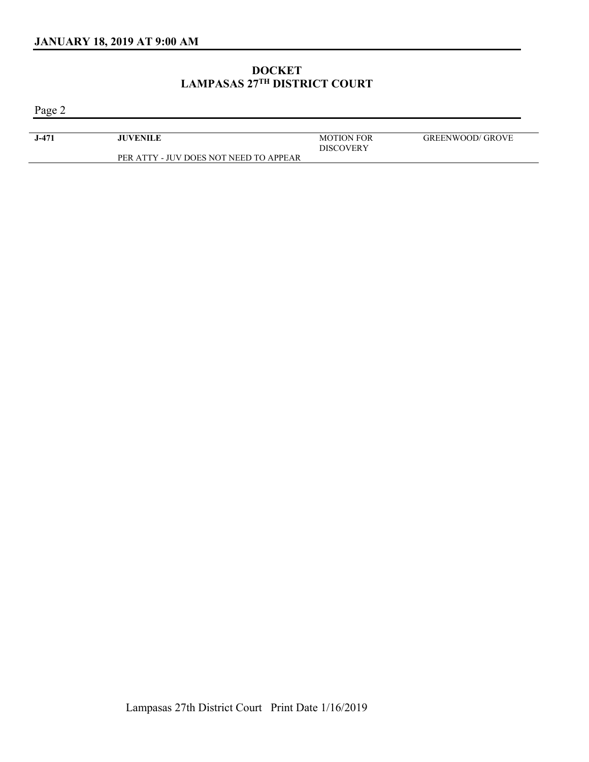**JANUARY 18, 2019 AT 9:00 AM**

**DOCKET**
**LAMPASAS 27[TH] DISTRICT COURT**

Page 2

| | | | |
|---|---|---|---|
| **J-471** | **JUVENILE** | MOTION FOR DISCOVERY | GREENWOOD/ GROVE |
| | PER ATTY - JUV DOES NOT NEED TO APPEAR | | |

Lampasas 27th District Court Print Date 1/16/2019